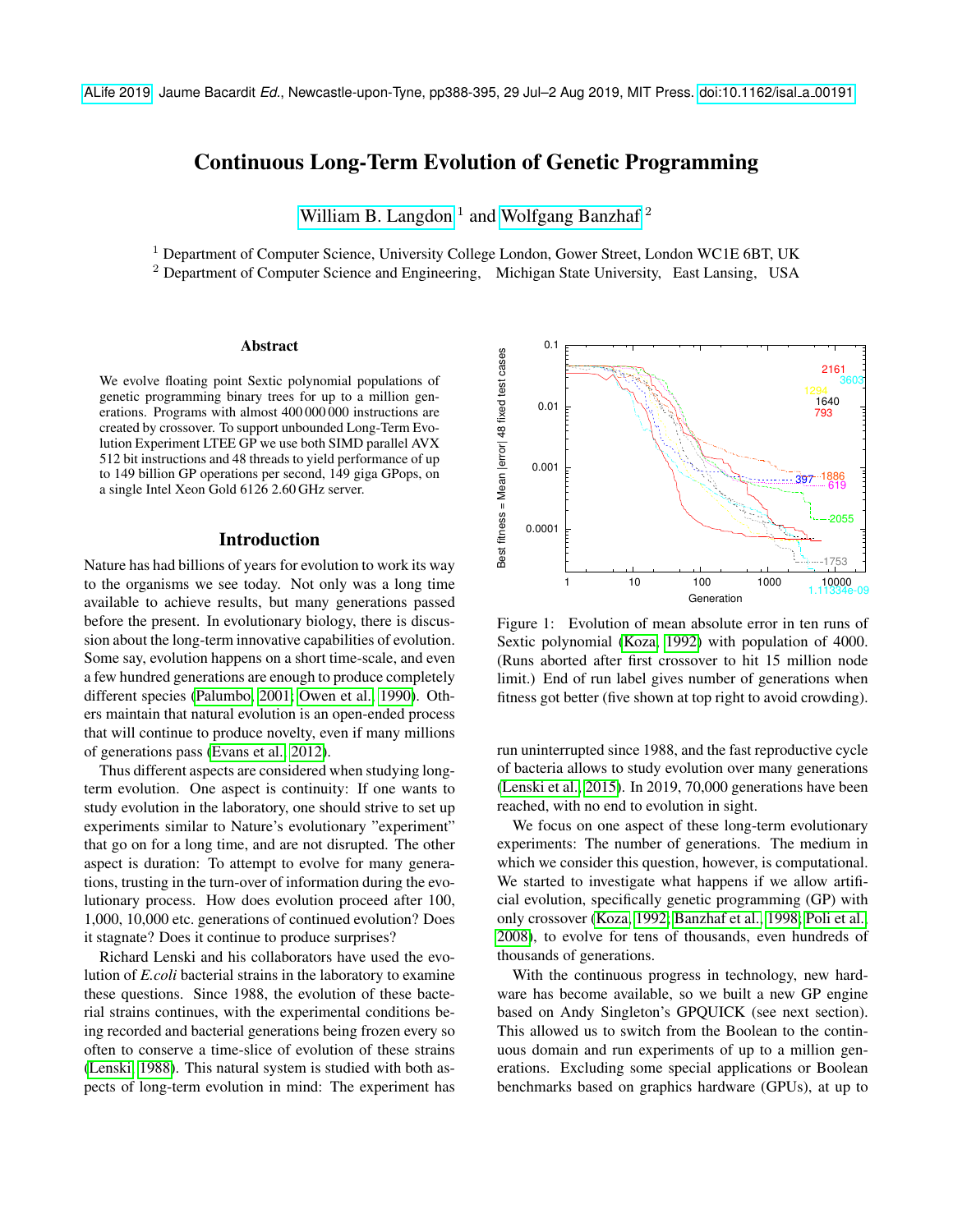ALife 2019 Jaume Bacardit *Ed.*, Newcastle-upon-Tyne, pp388-395, 29 Jul–2 Aug 2019, MIT Press. doi:10.1162/isal_a_00191

# Continuous Long-Term Evolution of Genetic Programming

William B. Langdon [1] and Wolfgang Banzhaf [2]

[1] Department of Computer Science, University College London, Gower Street, London WC1E 6BT, UK
[2] Department of Computer Science and Engineering, Michigan State University, East Lansing, USA

### Abstract

We evolve floating point Sextic polynomial populations of genetic programming binary trees for up to a million generations. Programs with almost 400 000 000 instructions are created by crossover. To support unbounded Long-Term Evolution Experiment LTEE GP we use both SIMD parallel AVX 512 bit instructions and 48 threads to yield performance of up to 149 billion GP operations per second, 149 giga GPops, on a single Intel Xeon Gold 6126 2.60 GHz server.

## Introduction

Nature has had billions of years for evolution to work its way to the organisms we see today. Not only was a long time available to achieve results, but many generations passed before the present. In evolutionary biology, there is discussion about the long-term innovative capabilities of evolution. Some say, evolution happens on a short time-scale, and even a few hundred generations are enough to produce completely different species (Palumbo, 2001; Owen et al., 1990). Others maintain that natural evolution is an open-ended process that will continue to produce novelty, even if many millions of generations pass (Evans et al., 2012).

Thus different aspects are considered when studying long-term evolution. One aspect is continuity: If one wants to study evolution in the laboratory, one should strive to set up experiments similar to Nature's evolutionary "experiment" that go on for a long time, and are not disrupted. The other aspect is duration: To attempt to evolve for many generations, trusting in the turn-over of information during the evolutionary process. How does evolution proceed after 100, 1,000, 10,000 etc. generations of continued evolution? Does it stagnate? Does it continue to produce surprises?

Richard Lenski and his collaborators have used the evolution of *E.coli* bacterial strains in the laboratory to examine these questions. Since 1988, the evolution of these bacterial strains continues, with the experimental conditions being recorded and bacterial generations being frozen every so often to conserve a time-slice of evolution of these strains (Lenski, 1988). This natural system is studied with both aspects of long-term evolution in mind: The experiment has run uninterrupted since 1988, and the fast reproductive cycle of bacteria allows to study evolution over many generations (Lenski et al., 2015). In 2019, 70,000 generations have been reached, with no end to evolution in sight.

Figure 1: Evolution of mean absolute error in ten runs of Sextic polynomial (Koza, 1992) with population of 4000. (Runs aborted after first crossover to hit 15 million node limit.) End of run label gives number of generations when fitness got better (five shown at top right to avoid crowding).

We focus on one aspect of these long-term evolutionary experiments: The number of generations. The medium in which we consider this question, however, is computational. We started to investigate what happens if we allow artificial evolution, specifically genetic programming (GP) with only crossover (Koza, 1992; Banzhaf et al., 1998; Poli et al., 2008), to evolve for tens of thousands, even hundreds of thousands of generations.

With the continuous progress in technology, new hardware has become available, so we built a new GP engine based on Andy Singleton's GPQUICK (see next section). This allowed us to switch from the Boolean to the continuous domain and run experiments of up to a million generations. Excluding some special applications or Boolean benchmarks based on graphics hardware (GPUs), at up to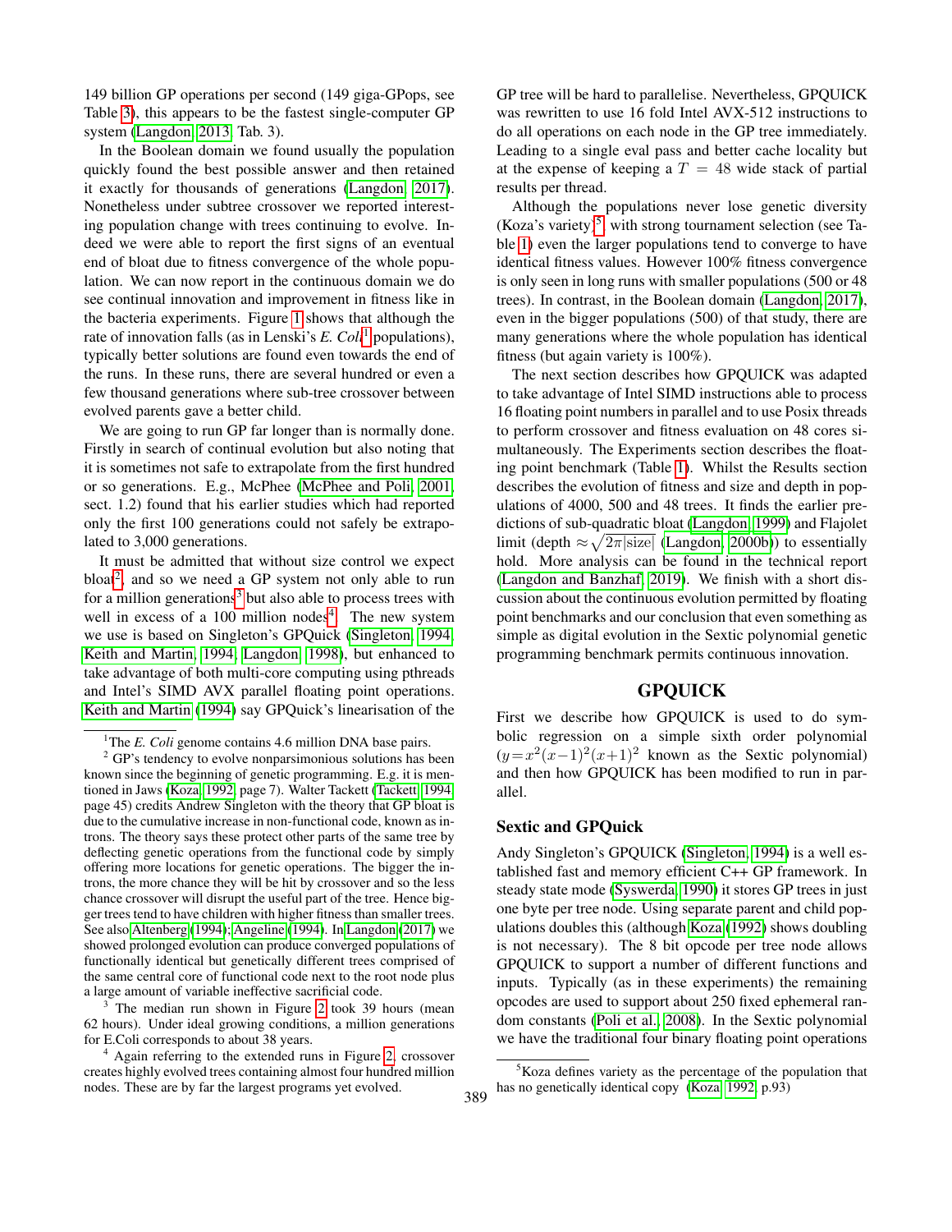149 billion GP operations per second (149 giga-GPops, see Table 3), this appears to be the fastest single-computer GP system (Langdon, 2013, Tab. 3).

In the Boolean domain we found usually the population quickly found the best possible answer and then retained it exactly for thousands of generations (Langdon, 2017). Nonetheless under subtree crossover we reported interesting population change with trees continuing to evolve. Indeed we were able to report the first signs of an eventual end of bloat due to fitness convergence of the whole population. We can now report in the continuous domain we do see continual innovation and improvement in fitness like in the bacteria experiments. Figure 1 shows that although the rate of innovation falls (as in Lenski's *E. Coli*[1] populations), typically better solutions are found even towards the end of the runs. In these runs, there are several hundred or even a few thousand generations where sub-tree crossover between evolved parents gave a better child.

We are going to run GP far longer than is normally done. Firstly in search of continual evolution but also noting that it is sometimes not safe to extrapolate from the first hundred or so generations. E.g., McPhee (McPhee and Poli, 2001, sect. 1.2) found that his earlier studies which had reported only the first 100 generations could not safely be extrapolated to 3,000 generations.

It must be admitted that without size control we expect bloat[2], and so we need a GP system not only able to run for a million generations[3] but also able to process trees with well in excess of a 100 million nodes[4]. The new system we use is based on Singleton's GPQuick (Singleton, 1994; Keith and Martin, 1994; Langdon, 1998), but enhanced to take advantage of both multi-core computing using pthreads and Intel's SIMD AVX parallel floating point operations. Keith and Martin (1994) say GPQuick's linearisation of the GP tree will be hard to parallelise. Nevertheless, GPQUICK was rewritten to use 16 fold Intel AVX-512 instructions to do all operations on each node in the GP tree immediately. Leading to a single eval pass and better cache locality but at the expense of keeping a $T = 48$ wide stack of partial results per thread.

Although the populations never lose genetic diversity (Koza's variety)[5] with strong tournament selection (see Table 1) even the larger populations tend to converge to have identical fitness values. However 100% fitness convergence is only seen in long runs with smaller populations (500 or 48 trees). In contrast, in the Boolean domain (Langdon, 2017), even in the bigger populations (500) of that study, there are many generations where the whole population has identical fitness (but again variety is 100%).

The next section describes how GPQUICK was adapted to take advantage of Intel SIMD instructions able to process 16 floating point numbers in parallel and to use Posix threads to perform crossover and fitness evaluation on 48 cores simultaneously. The Experiments section describes the floating point benchmark (Table 1). Whilst the Results section describes the evolution of fitness and size and depth in populations of 4000, 500 and 48 trees. It finds the earlier predictions of sub-quadratic bloat (Langdon, 1999) and Flajolet limit (depth $\approx \sqrt{2\pi|\text{size}|}$ (Langdon, 2000b)) to essentially hold. More analysis can be found in the technical report (Langdon and Banzhaf, 2019). We finish with a short discussion about the continuous evolution permitted by floating point benchmarks and our conclusion that even something as simple as digital evolution in the Sextic polynomial genetic programming benchmark permits continuous innovation.

## GPQUICK

First we describe how GPQUICK is used to do symbolic regression on a simple sixth order polynomial ($y = x^2(x-1)^2(x+1)^2$ known as the Sextic polynomial) and then how GPQUICK has been modified to run in parallel.

### Sextic and GPQuick

Andy Singleton's GPQUICK (Singleton, 1994) is a well established fast and memory efficient C++ GP framework. In steady state mode (Syswerda, 1990) it stores GP trees in just one byte per tree node. Using separate parent and child populations doubles this (although Koza (1992) shows doubling is not necessary). The 8 bit opcode per tree node allows GPQUICK to support a number of different functions and inputs. Typically (as in these experiments) the remaining opcodes are used to support about 250 fixed ephemeral random constants (Poli et al., 2008). In the Sextic polynomial we have the traditional four binary floating point operations

---

[1] The *E. Coli* genome contains 4.6 million DNA base pairs.

[2] GP's tendency to evolve nonparsimonious solutions has been known since the beginning of genetic programming. E.g. it is mentioned in Jaws (Koza, 1992, page 7). Walter Tackett (Tackett, 1994, page 45) credits Andrew Singleton with the theory that GP bloat is due to the cumulative increase in non-functional code, known as introns. The theory says these protect other parts of the same tree by deflecting genetic operations from the functional code by simply offering more locations for genetic operations. The bigger the introns, the more chance they will be hit by crossover and so the less chance crossover will disrupt the useful part of the tree. Hence bigger trees tend to have children with higher fitness than smaller trees. See also Altenberg (1994); Angeline (1994). In Langdon (2017) we showed prolonged evolution can produce converged populations of functionally identical but genetically different trees comprised of the same central core of functional code next to the root node plus a large amount of variable ineffective sacrificial code.

[3] The median run shown in Figure 2 took 39 hours (mean 62 hours). Under ideal growing conditions, a million generations for E.Coli corresponds to about 38 years.

[4] Again referring to the extended runs in Figure 2, crossover creates highly evolved trees containing almost four hundred million nodes. These are by far the largest programs yet evolved.

[5] Koza defines variety as the percentage of the population that has no genetically identical copy (Koza, 1992, p.93)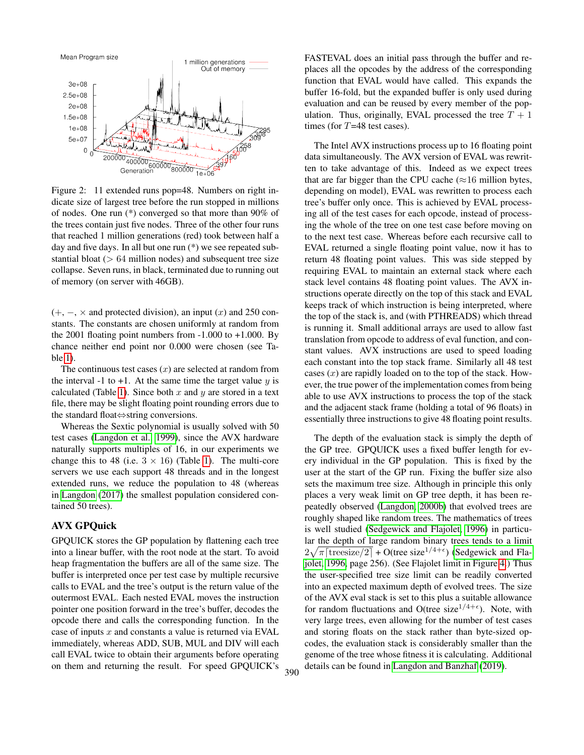Figure 2: 11 extended runs pop=48. Numbers on right indicate size of largest tree before the run stopped in millions of nodes. One run (*) converged so that more than 90% of the trees contain just five nodes. Three of the other four runs that reached 1 million generations (red) took between half a day and five days. In all but one run (*) we see repeated substantial bloat (> 64 million nodes) and subsequent tree size collapse. Seven runs, in black, terminated due to running out of memory (on server with 46GB).

(+, −, × and protected division), an input ($x$) and 250 constants. The constants are chosen uniformly at random from the 2001 floating point numbers from -1.000 to +1.000. By chance neither end point nor 0.000 were chosen (see Table 1).

The continuous test cases ($x$) are selected at random from the interval -1 to +1. At the same time the target value $y$ is calculated (Table 1). Since both $x$ and $y$ are stored in a text file, there may be slight floating point rounding errors due to the standard float⇔string conversions.

Whereas the Sextic polynomial is usually solved with 50 test cases (Langdon et al., 1999), since the AVX hardware naturally supports multiples of 16, in our experiments we change this to 48 (i.e. 3 × 16) (Table 1). The multi-core servers we use each support 48 threads and in the longest extended runs, we reduce the population to 48 (whereas in Langdon (2017) the smallest population considered contained 50 trees).

## AVX GPQuick

GPQUICK stores the GP population by flattening each tree into a linear buffer, with the root node at the start. To avoid heap fragmentation the buffers are all of the same size. The buffer is interpreted once per test case by multiple recursive calls to EVAL and the tree's output is the return value of the outermost EVAL. Each nested EVAL moves the instruction pointer one position forward in the tree's buffer, decodes the opcode there and calls the corresponding function. In the case of inputs $x$ and constants a value is returned via EVAL immediately, whereas ADD, SUB, MUL and DIV will each call EVAL twice to obtain their arguments before operating on them and returning the result. For speed GPQUICK's FASTEVAL does an initial pass through the buffer and replaces all the opcodes by the address of the corresponding function that EVAL would have called. This expands the buffer 16-fold, but the expanded buffer is only used during evaluation and can be reused by every member of the population. Thus, originally, EVAL processed the tree $T + 1$ times (for $T$=48 test cases).

The Intel AVX instructions process up to 16 floating point data simultaneously. The AVX version of EVAL was rewritten to take advantage of this. Indeed as we expect trees that are far bigger than the CPU cache (≈16 million bytes, depending on model), EVAL was rewritten to process each tree's buffer only once. This is achieved by EVAL processing all of the test cases for each opcode, instead of processing the whole of the tree on one test case before moving on to the next test case. Whereas before each recursive call to EVAL returned a single floating point value, now it has to return 48 floating point values. This was side stepped by requiring EVAL to maintain an external stack where each stack level contains 48 floating point values. The AVX instructions operate directly on the top of this stack and EVAL keeps track of which instruction is being interpreted, where the top of the stack is, and (with PTHREADS) which thread is running it. Small additional arrays are used to allow fast translation from opcode to address of eval function, and constant values. AVX instructions are used to speed loading each constant into the top stack frame. Similarly all 48 test cases ($x$) are rapidly loaded on to the top of the stack. However, the true power of the implementation comes from being able to use AVX instructions to process the top of the stack and the adjacent stack frame (holding a total of 96 floats) in essentially three instructions to give 48 floating point results.

The depth of the evaluation stack is simply the depth of the GP tree. GPQUICK uses a fixed buffer length for every individual in the GP population. This is fixed by the user at the start of the GP run. Fixing the buffer size also sets the maximum tree size. Although in principle this only places a very weak limit on GP tree depth, it has been repeatedly observed (Langdon, 2000b) that evolved trees are roughly shaped like random trees. The mathematics of trees is well studied (Sedgewick and Flajolet, 1996) in particular the depth of large random binary trees tends to a limit $2\sqrt{\pi\lceil \text{treesize}/2\rceil}$ + O(tree size$^{1/4+\epsilon}$) (Sedgewick and Flajolet, 1996, page 256). (See Flajolet limit in Figure 4.) Thus the user-specified tree size limit can be readily converted into an expected maximum depth of evolved trees. The size of the AVX eval stack is set to this plus a suitable allowance for random fluctuations and O(tree size$^{1/4+\epsilon}$). Note, with very large trees, even allowing for the number of test cases and storing floats on the stack rather than byte-sized opcodes, the evaluation stack is considerably smaller than the genome of the tree whose fitness it is calculating. Additional details can be found in Langdon and Banzhaf (2019).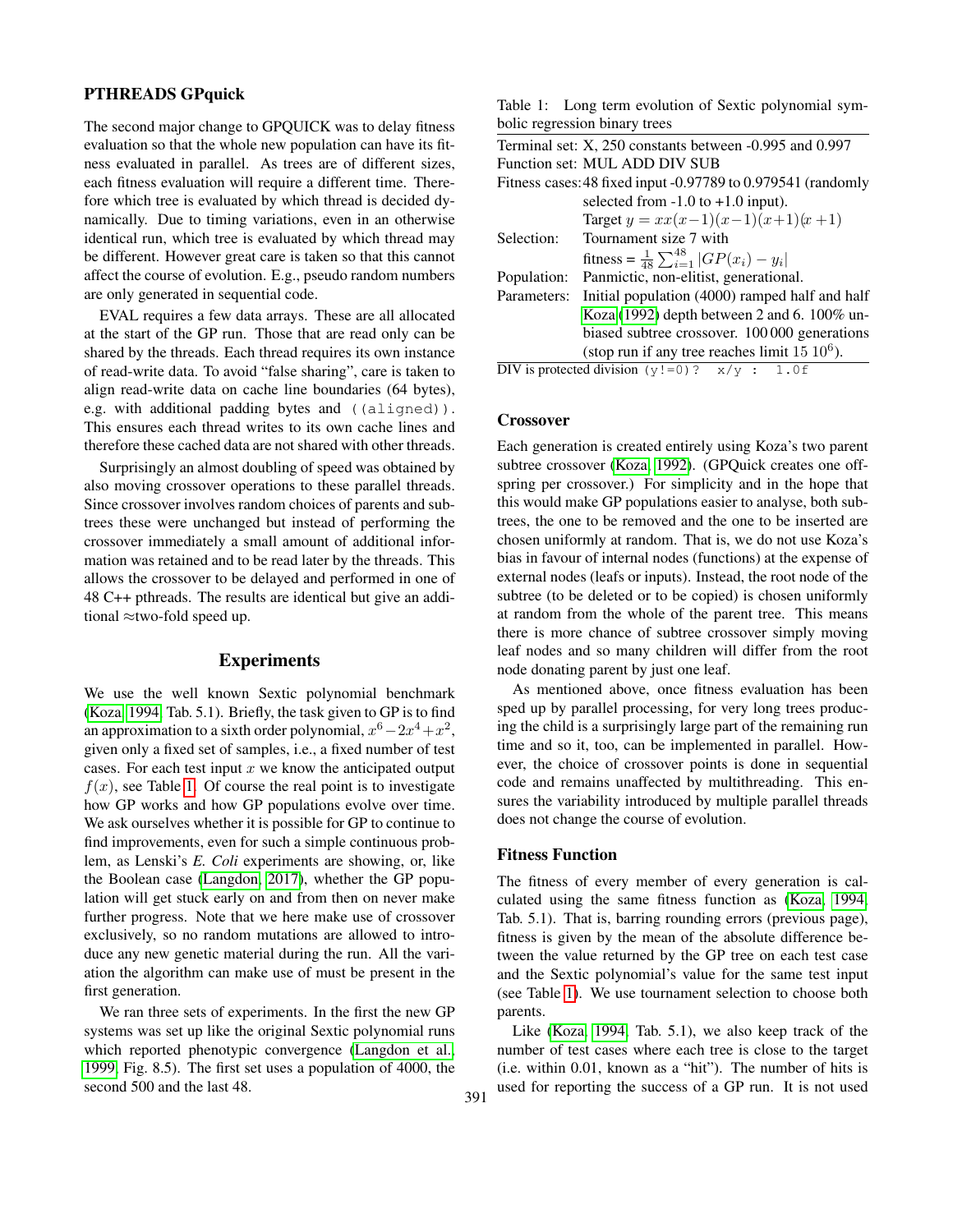### PTHREADS GPquick

The second major change to GPQUICK was to delay fitness evaluation so that the whole new population can have its fitness evaluated in parallel. As trees are of different sizes, each fitness evaluation will require a different time. Therefore which tree is evaluated by which thread is decided dynamically. Due to timing variations, even in an otherwise identical run, which tree is evaluated by which thread may be different. However great care is taken so that this cannot affect the course of evolution. E.g., pseudo random numbers are only generated in sequential code.

EVAL requires a few data arrays. These are all allocated at the start of the GP run. Those that are read only can be shared by the threads. Each thread requires its own instance of read-write data. To avoid "false sharing", care is taken to align read-write data on cache line boundaries (64 bytes), e.g. with additional padding bytes and `((aligned))`. This ensures each thread writes to its own cache lines and therefore these cached data are not shared with other threads.

Surprisingly an almost doubling of speed was obtained by also moving crossover operations to these parallel threads. Since crossover involves random choices of parents and subtrees these were unchanged but instead of performing the crossover immediately a small amount of additional information was retained and to be read later by the threads. This allows the crossover to be delayed and performed in one of 48 C++ pthreads. The results are identical but give an additional ≈two-fold speed up.

## Experiments

We use the well known Sextic polynomial benchmark (Koza 1994, Tab. 5.1). Briefly, the task given to GP is to find an approximation to a sixth order polynomial, $x^6 - 2x^4 + x^2$, given only a fixed set of samples, i.e., a fixed number of test cases. For each test input $x$ we know the anticipated output $f(x)$, see Table 1. Of course the real point is to investigate how GP works and how GP populations evolve over time. We ask ourselves whether it is possible for GP to continue to find improvements, even for such a simple continuous problem, as Lenski's *E. Coli* experiments are showing, or, like the Boolean case (Langdon 2017), whether the GP population will get stuck early on and from then on never make further progress. Note that we here make use of crossover exclusively, so no random mutations are allowed to introduce any new genetic material during the run. All the variation the algorithm can make use of must be present in the first generation.

We ran three sets of experiments. In the first the new GP systems was set up like the original Sextic polynomial runs which reported phenotypic convergence (Langdon et al. 1999, Fig. 8.5). The first set uses a population of 4000, the second 500 and the last 48.

Table 1: Long term evolution of Sextic polynomial symbolic regression binary trees

| | |
|---|---|
| Terminal set: | X, 250 constants between -0.995 and 0.997 |
| Function set: | MUL ADD DIV SUB |
| Fitness cases: | 48 fixed input -0.97789 to 0.979541 (randomly selected from -1.0 to +1.0 input). Target $y = xx(x-1)(x-1)(x+1)(x+1)$ |
| Selection: | Tournament size 7 with fitness = $\frac{1}{48}\sum_{i=1}^{48} \lvert GP(x_i) - y_i \rvert$ |
| Population: | Panmictic, non-elitist, generational. |
| Parameters: | Initial population (4000) ramped half and half Koza (1992) depth between 2 and 6. 100% unbiased subtree crossover. 100 000 generations (stop run if any tree reaches limit 15 $10^6$). |

DIV is protected division `(y!=0)? x/y : 1.0f`

### Crossover

Each generation is created entirely using Koza's two parent subtree crossover (Koza 1992). (GPQuick creates one offspring per crossover.) For simplicity and in the hope that this would make GP populations easier to analyse, both subtrees, the one to be removed and the one to be inserted are chosen uniformly at random. That is, we do not use Koza's bias in favour of internal nodes (functions) at the expense of external nodes (leafs or inputs). Instead, the root node of the subtree (to be deleted or to be copied) is chosen uniformly at random from the whole of the parent tree. This means there is more chance of subtree crossover simply moving leaf nodes and so many children will differ from the root node donating parent by just one leaf.

As mentioned above, once fitness evaluation has been sped up by parallel processing, for very long trees producing the child is a surprisingly large part of the remaining run time and so it, too, can be implemented in parallel. However, the choice of crossover points is done in sequential code and remains unaffected by multithreading. This ensures the variability introduced by multiple parallel threads does not change the course of evolution.

### Fitness Function

The fitness of every member of every generation is calculated using the same fitness function as (Koza 1994, Tab. 5.1). That is, barring rounding errors (previous page), fitness is given by the mean of the absolute difference between the value returned by the GP tree on each test case and the Sextic polynomial's value for the same test input (see Table 1). We use tournament selection to choose both parents.

Like (Koza 1994, Tab. 5.1), we also keep track of the number of test cases where each tree is close to the target (i.e. within 0.01, known as a "hit"). The number of hits is used for reporting the success of a GP run. It is not used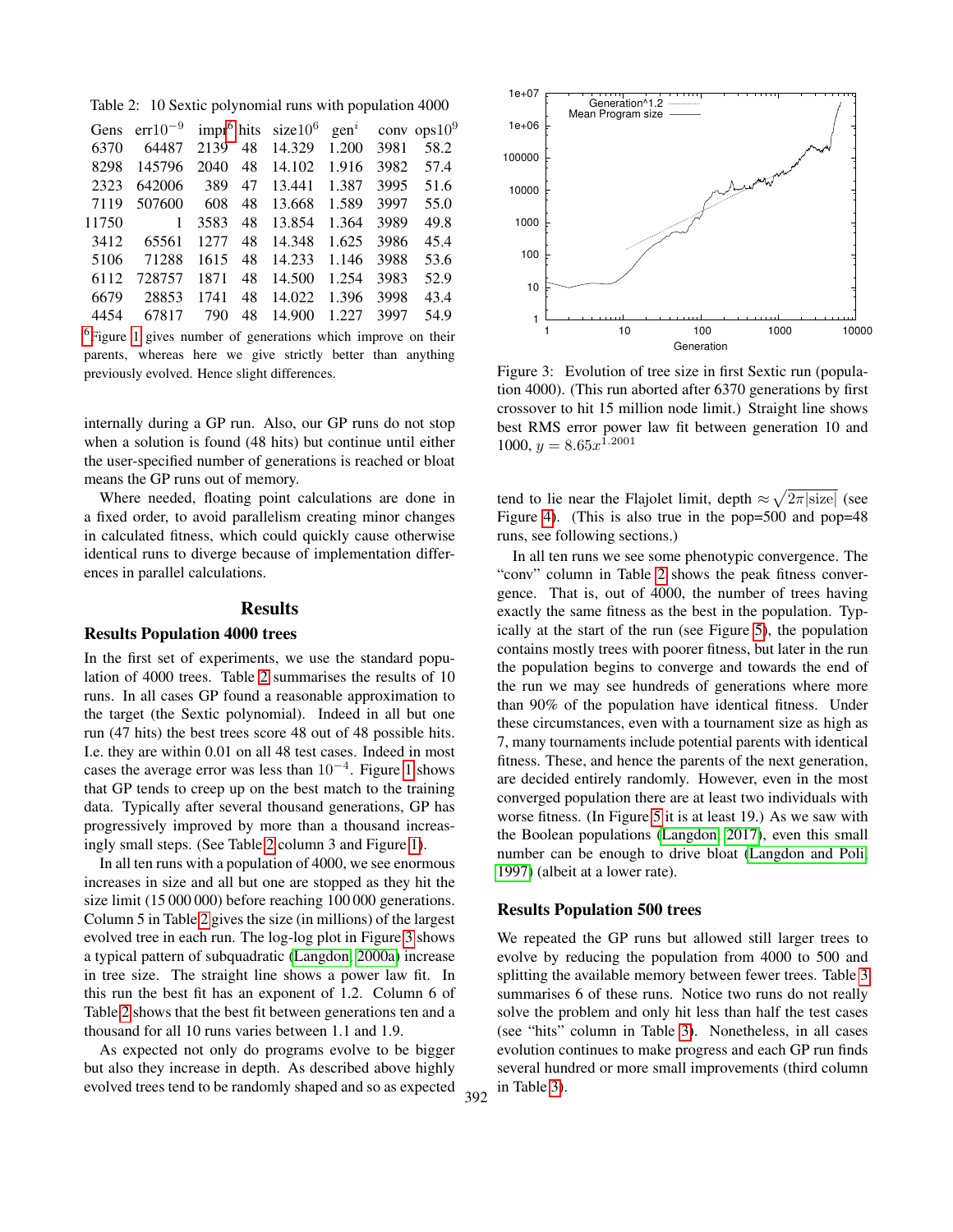Table 2: 10 Sextic polynomial runs with population 4000

| Gens | err$10^{-9}$ | impr[6] | hits | size$10^6$ | gen$^i$ | conv | ops$10^9$ |
|---|---|---|---|---|---|---|---|
| 6370 | 64487 | 2139 | 48 | 14.329 | 1.200 | 3981 | 58.2 |
| 8298 | 145796 | 2040 | 48 | 14.102 | 1.916 | 3982 | 57.4 |
| 2323 | 642006 | 389 | 47 | 13.441 | 1.387 | 3995 | 51.6 |
| 7119 | 507600 | 608 | 48 | 13.668 | 1.589 | 3997 | 55.0 |
| 11750 | 1 | 3583 | 48 | 13.854 | 1.364 | 3989 | 49.8 |
| 3412 | 65561 | 1277 | 48 | 14.348 | 1.625 | 3986 | 45.4 |
| 5106 | 71288 | 1615 | 48 | 14.233 | 1.146 | 3988 | 53.6 |
| 6112 | 728757 | 1871 | 48 | 14.500 | 1.254 | 3983 | 52.9 |
| 6679 | 28853 | 1741 | 48 | 14.022 | 1.396 | 3998 | 43.4 |
| 4454 | 67817 | 790 | 48 | 14.900 | 1.227 | 3997 | 54.9 |

[6] Figure 1 gives number of generations which improve on their parents, whereas here we give strictly better than anything previously evolved. Hence slight differences.

internally during a GP run. Also, our GP runs do not stop when a solution is found (48 hits) but continue until either the user-specified number of generations is reached or bloat means the GP runs out of memory.

Where needed, floating point calculations are done in a fixed order, to avoid parallelism creating minor changes in calculated fitness, which could quickly cause otherwise identical runs to diverge because of implementation differences in parallel calculations.

## Results

### Results Population 4000 trees

In the first set of experiments, we use the standard population of 4000 trees. Table 2 summarises the results of 10 runs. In all cases GP found a reasonable approximation to the target (the Sextic polynomial). Indeed in all but one run (47 hits) the best trees score 48 out of 48 possible hits. I.e. they are within 0.01 on all 48 test cases. Indeed in most cases the average error was less than $10^{-4}$. Figure 1 shows that GP tends to creep up on the best match to the training data. Typically after several thousand generations, GP has progressively improved by more than a thousand increasingly small steps. (See Table 2 column 3 and Figure 1).

In all ten runs with a population of 4000, we see enormous increases in size and all but one are stopped as they hit the size limit (15 000 000) before reaching 100 000 generations. Column 5 in Table 2 gives the size (in millions) of the largest evolved tree in each run. The log-log plot in Figure 3 shows a typical pattern of subquadratic (Langdon, 2000a) increase in tree size. The straight line shows a power law fit. In this run the best fit has an exponent of 1.2. Column 6 of Table 2 shows that the best fit between generations ten and a thousand for all 10 runs varies between 1.1 and 1.9.

As expected not only do programs evolve to be bigger but also they increase in depth. As described above highly evolved trees tend to be randomly shaped and so as expected tend to lie near the Flajolet limit, depth $\approx \sqrt{2\pi|\text{size}|}$ (see Figure 4). (This is also true in the pop=500 and pop=48 runs, see following sections.)

Figure 3: Evolution of tree size in first Sextic run (population 4000). (This run aborted after 6370 generations by first crossover to hit 15 million node limit.) Straight line shows best RMS error power law fit between generation 10 and 1000, $y = 8.65x^{1.2001}$

In all ten runs we see some phenotypic convergence. The "conv" column in Table 2 shows the peak fitness convergence. That is, out of 4000, the number of trees having exactly the same fitness as the best in the population. Typically at the start of the run (see Figure 5), the population contains mostly trees with poorer fitness, but later in the run the population begins to converge and towards the end of the run we may see hundreds of generations where more than 90% of the population have identical fitness. Under these circumstances, even with a tournament size as high as 7, many tournaments include potential parents with identical fitness. These, and hence the parents of the next generation, are decided entirely randomly. However, even in the most converged population there are at least two individuals with worse fitness. (In Figure 5 it is at least 19.) As we saw with the Boolean populations (Langdon, 2017), even this small number can be enough to drive bloat (Langdon and Poli, 1997) (albeit at a lower rate).

### Results Population 500 trees

We repeated the GP runs but allowed still larger trees to evolve by reducing the population from 4000 to 500 and splitting the available memory between fewer trees. Table 3 summarises 6 of these runs. Notice two runs do not really solve the problem and only hit less than half the test cases (see "hits" column in Table 3). Nonetheless, in all cases evolution continues to make progress and each GP run finds several hundred or more small improvements (third column in Table 3).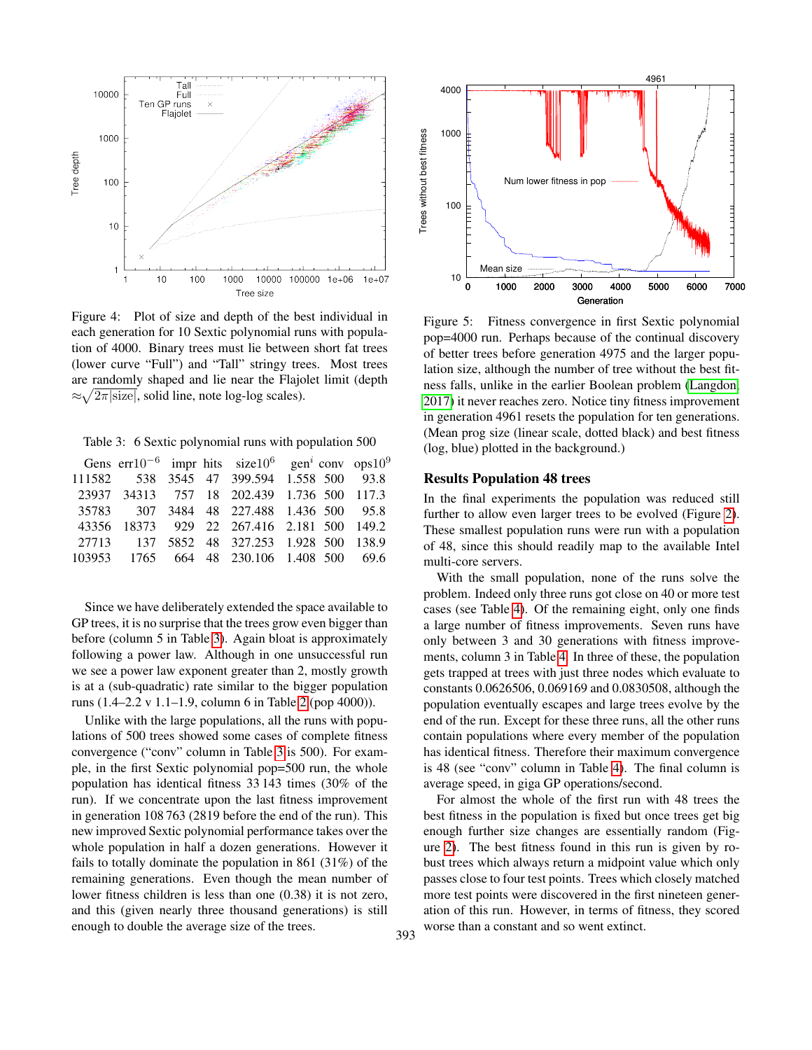Figure 4: Plot of size and depth of the best individual in each generation for 10 Sextic polynomial runs with population of 4000. Binary trees must lie between short fat trees (lower curve "Full") and "Tall" stringy trees. Most trees are randomly shaped and lie near the Flajolet limit (depth $\approx\sqrt{2\pi|\text{size}|}$, solid line, note log-log scales).

Table 3: 6 Sextic polynomial runs with population 500

| Gens | err$10^{-6}$ | impr | hits | size$10^6$ | gen$^i$ | conv | ops$10^9$ |
|---|---|---|---|---|---|---|---|
| 111582 | 538 | 3545 | 47 | 399.594 | 1.558 | 500 | 93.8 |
| 23937 | 34313 | 757 | 18 | 202.439 | 1.736 | 500 | 117.3 |
| 35783 | 307 | 3484 | 48 | 227.488 | 1.436 | 500 | 95.8 |
| 43356 | 18373 | 929 | 22 | 267.416 | 2.181 | 500 | 149.2 |
| 27713 | 137 | 5852 | 48 | 327.253 | 1.928 | 500 | 138.9 |
| 103953 | 1765 | 664 | 48 | 230.106 | 1.408 | 500 | 69.6 |

Since we have deliberately extended the space available to GP trees, it is no surprise that the trees grow even bigger than before (column 5 in Table 3). Again bloat is approximately following a power law. Although in one unsuccessful run we see a power law exponent greater than 2, mostly growth is at a (sub-quadratic) rate similar to the bigger population runs (1.4–2.2 v 1.1–1.9, column 6 in Table 2 (pop 4000)).

Unlike with the large populations, all the runs with populations of 500 trees showed some cases of complete fitness convergence ("conv" column in Table 3 is 500). For example, in the first Sextic polynomial pop=500 run, the whole population has identical fitness 33 143 times (30% of the run). If we concentrate upon the last fitness improvement in generation 108 763 (2819 before the end of the run). This new improved Sextic polynomial performance takes over the whole population in half a dozen generations. However it fails to totally dominate the population in 861 (31%) of the remaining generations. Even though the mean number of lower fitness children is less than one (0.38) it is not zero, and this (given nearly three thousand generations) is still enough to double the average size of the trees.

Figure 5: Fitness convergence in first Sextic polynomial pop=4000 run. Perhaps because of the continual discovery of better trees before generation 4975 and the larger population size, although the number of tree without the best fitness falls, unlike in the earlier Boolean problem (Langdon, 2017) it never reaches zero. Notice tiny fitness improvement in generation 4961 resets the population for ten generations. (Mean prog size (linear scale, dotted black) and best fitness (log, blue) plotted in the background.)

## Results Population 48 trees

In the final experiments the population was reduced still further to allow even larger trees to be evolved (Figure 2). These smallest population runs were run with a population of 48, since this should readily map to the available Intel multi-core servers.

With the small population, none of the runs solve the problem. Indeed only three runs got close on 40 or more test cases (see Table 4). Of the remaining eight, only one finds a large number of fitness improvements. Seven runs have only between 3 and 30 generations with fitness improvements, column 3 in Table 4. In three of these, the population gets trapped at trees with just three nodes which evaluate to constants 0.0626506, 0.069169 and 0.0830508, although the population eventually escapes and large trees evolve by the end of the run. Except for these three runs, all the other runs contain populations where every member of the population has identical fitness. Therefore their maximum convergence is 48 (see "conv" column in Table 4). The final column is average speed, in giga GP operations/second.

For almost the whole of the first run with 48 trees the best fitness in the population is fixed but once trees get big enough further size changes are essentially random (Figure 2). The best fitness found in this run is given by robust trees which always return a midpoint value which only passes close to four test points. Trees which closely matched more test points were discovered in the first nineteen generation of this run. However, in terms of fitness, they scored worse than a constant and so went extinct.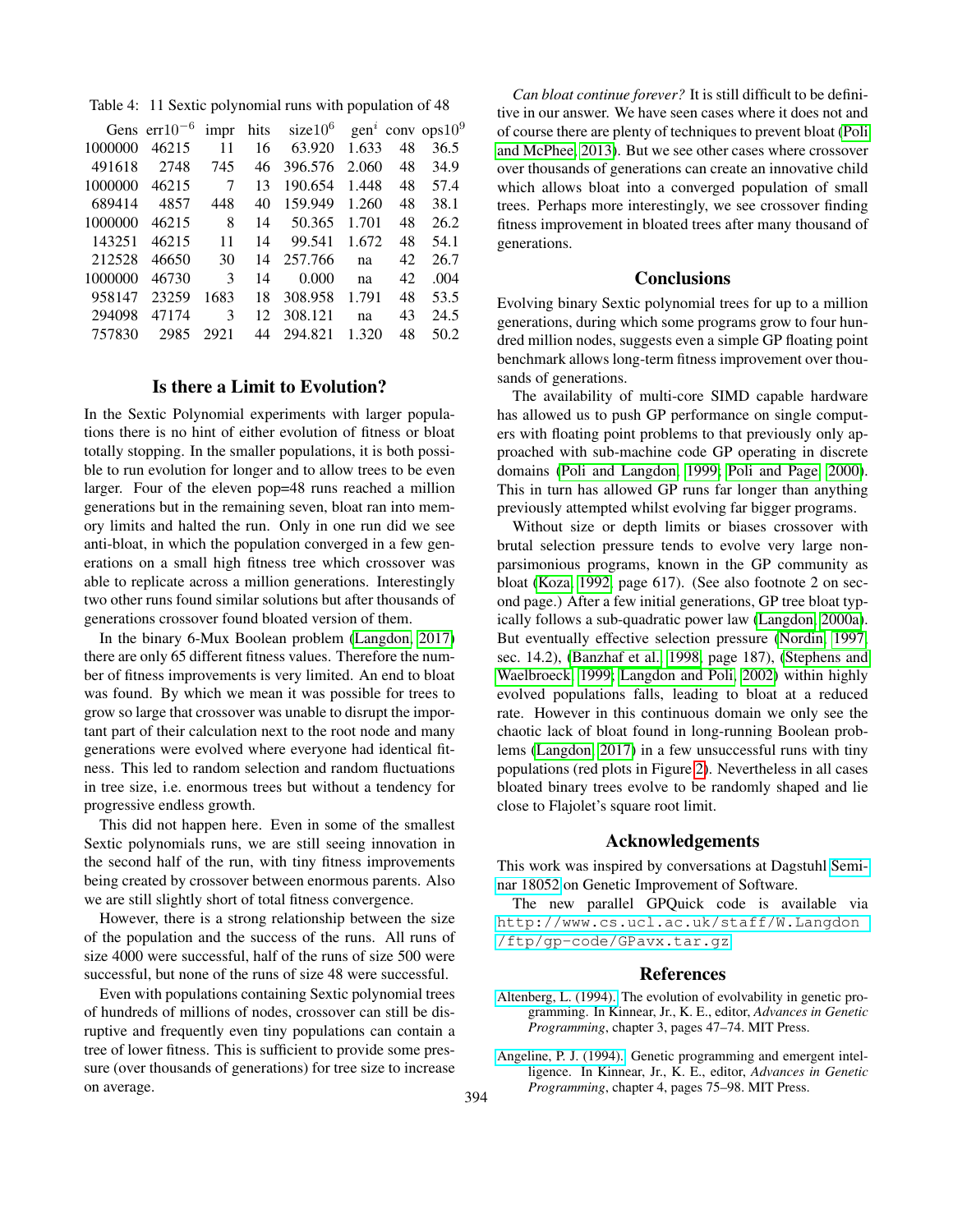Table 4: 11 Sextic polynomial runs with population of 48

| Gens | err$10^{-6}$ | impr | hits | size$10^6$ | gen$^i$ | conv | ops$10^9$ |
|---|---|---|---|---|---|---|---|
| 1000000 | 46215 | 11 | 16 | 63.920 | 1.633 | 48 | 36.5 |
| 491618 | 2748 | 745 | 46 | 396.576 | 2.060 | 48 | 34.9 |
| 1000000 | 46215 | 7 | 13 | 190.654 | 1.448 | 48 | 57.4 |
| 689414 | 4857 | 448 | 40 | 159.949 | 1.260 | 48 | 38.1 |
| 1000000 | 46215 | 8 | 14 | 50.365 | 1.701 | 48 | 26.2 |
| 143251 | 46215 | 11 | 14 | 99.541 | 1.672 | 48 | 54.1 |
| 212528 | 46650 | 30 | 14 | 257.766 | na | 42 | 26.7 |
| 1000000 | 46730 | 3 | 14 | 0.000 | na | 42 | .004 |
| 958147 | 23259 | 1683 | 18 | 308.958 | 1.791 | 48 | 53.5 |
| 294098 | 47174 | 3 | 12 | 308.121 | na | 43 | 24.5 |
| 757830 | 2985 | 2921 | 44 | 294.821 | 1.320 | 48 | 50.2 |

## Is there a Limit to Evolution?

In the Sextic Polynomial experiments with larger populations there is no hint of either evolution of fitness or bloat totally stopping. In the smaller populations, it is both possible to run evolution for longer and to allow trees to be even larger. Four of the eleven pop=48 runs reached a million generations but in the remaining seven, bloat ran into memory limits and halted the run. Only in one run did we see anti-bloat, in which the population converged in a few generations on a small high fitness tree which crossover was able to replicate across a million generations. Interestingly two other runs found similar solutions but after thousands of generations crossover found bloated version of them.

In the binary 6-Mux Boolean problem (Langdon, 2017) there are only 65 different fitness values. Therefore the number of fitness improvements is very limited. An end to bloat was found. By which we mean it was possible for trees to grow so large that crossover was unable to disrupt the important part of their calculation next to the root node and many generations were evolved where everyone had identical fitness. This led to random selection and random fluctuations in tree size, i.e. enormous trees but without a tendency for progressive endless growth.

This did not happen here. Even in some of the smallest Sextic polynomials runs, we are still seeing innovation in the second half of the run, with tiny fitness improvements being created by crossover between enormous parents. Also we are still slightly short of total fitness convergence.

However, there is a strong relationship between the size of the population and the success of the runs. All runs of size 4000 were successful, half of the runs of size 500 were successful, but none of the runs of size 48 were successful.

Even with populations containing Sextic polynomial trees of hundreds of millions of nodes, crossover can still be disruptive and frequently even tiny populations can contain a tree of lower fitness. This is sufficient to provide some pressure (over thousands of generations) for tree size to increase on average.

*Can bloat continue forever?* It is still difficult to be definitive in our answer. We have seen cases where it does not and of course there are plenty of techniques to prevent bloat (Poli and McPhee, 2013). But we see other cases where crossover over thousands of generations can create an innovative child which allows bloat into a converged population of small trees. Perhaps more interestingly, we see crossover finding fitness improvement in bloated trees after many thousand of generations.

## Conclusions

Evolving binary Sextic polynomial trees for up to a million generations, during which some programs grow to four hundred million nodes, suggests even a simple GP floating point benchmark allows long-term fitness improvement over thousands of generations.

The availability of multi-core SIMD capable hardware has allowed us to push GP performance on single computers with floating point problems to that previously only approached with sub-machine code GP operating in discrete domains (Poli and Langdon, 1999; Poli and Page, 2000). This in turn has allowed GP runs far longer than anything previously attempted whilst evolving far bigger programs.

Without size or depth limits or biases crossover with brutal selection pressure tends to evolve very large non-parsimonious programs, known in the GP community as bloat (Koza, 1992, page 617). (See also footnote 2 on second page.) After a few initial generations, GP tree bloat typically follows a sub-quadratic power law (Langdon, 2000a). But eventually effective selection pressure (Nordin, 1997, sec. 14.2), (Banzhaf et al., 1998, page 187), (Stephens and Waelbroeck, 1999; Langdon and Poli, 2002) within highly evolved populations falls, leading to bloat at a reduced rate. However in this continuous domain we only see the chaotic lack of bloat found in long-running Boolean problems (Langdon, 2017) in a few unsuccessful runs with tiny populations (red plots in Figure 2). Nevertheless in all cases bloated binary trees evolve to be randomly shaped and lie close to Flajolet's square root limit.

## Acknowledgements

This work was inspired by conversations at Dagstuhl Seminar 18052 on Genetic Improvement of Software.

The new parallel GPQuick code is available via http://www.cs.ucl.ac.uk/staff/W.Langdon/ftp/gp-code/GPavx.tar.gz

## References

Altenberg, L. (1994). The evolution of evolvability in genetic programming. In Kinnear, Jr., K. E., editor, *Advances in Genetic Programming*, chapter 3, pages 47–74. MIT Press.

Angeline, P. J. (1994). Genetic programming and emergent intelligence. In Kinnear, Jr., K. E., editor, *Advances in Genetic Programming*, chapter 4, pages 75–98. MIT Press.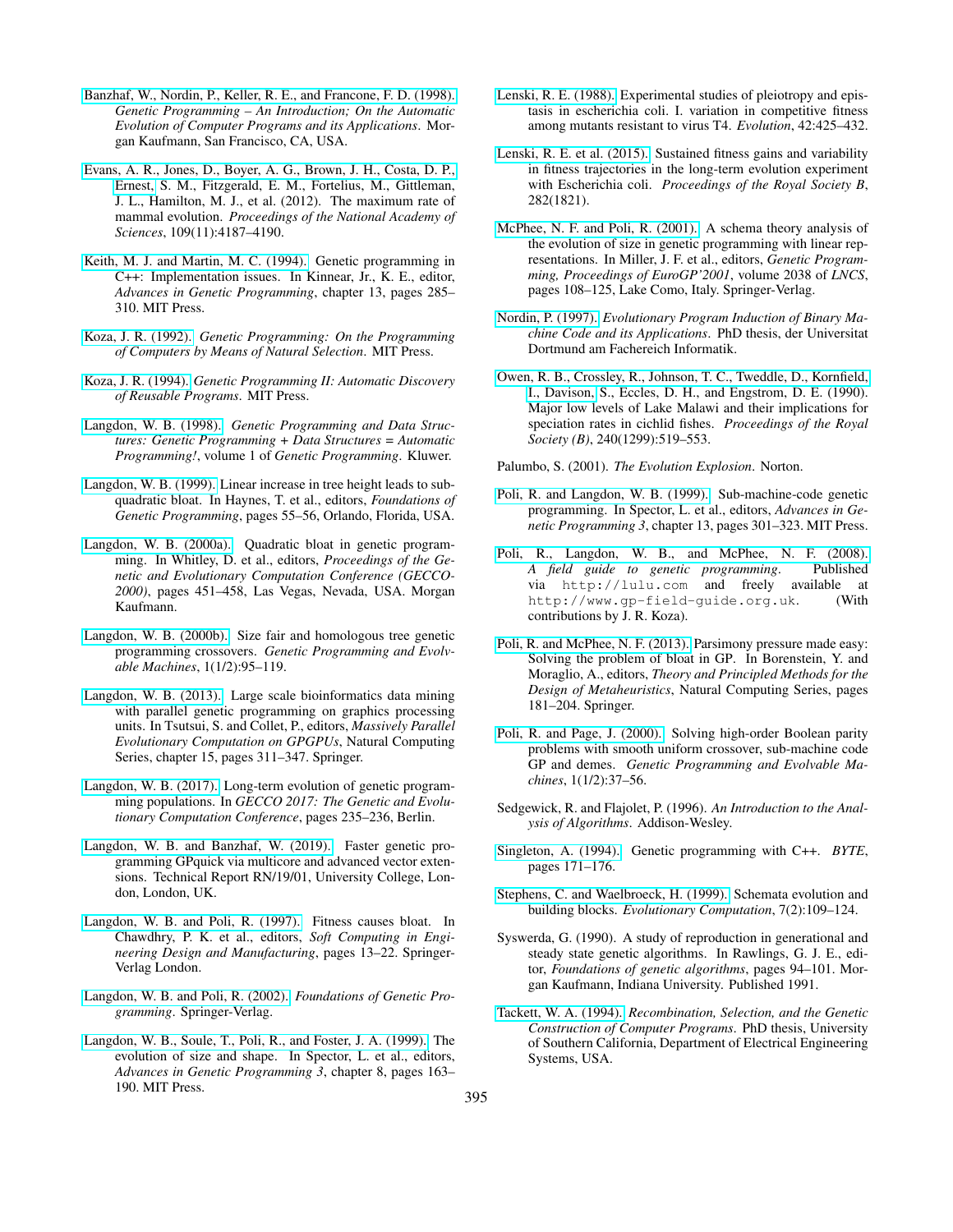Banzhaf, W., Nordin, P., Keller, R. E., and Francone, F. D. (1998). *Genetic Programming – An Introduction; On the Automatic Evolution of Computer Programs and its Applications*. Morgan Kaufmann, San Francisco, CA, USA.

Evans, A. R., Jones, D., Boyer, A. G., Brown, J. H., Costa, D. P., Ernest, S. M., Fitzgerald, E. M., Fortelius, M., Gittleman, J. L., Hamilton, M. J., et al. (2012). The maximum rate of mammal evolution. *Proceedings of the National Academy of Sciences*, 109(11):4187–4190.

Keith, M. J. and Martin, M. C. (1994). Genetic programming in C++: Implementation issues. In Kinnear, Jr., K. E., editor, *Advances in Genetic Programming*, chapter 13, pages 285–310. MIT Press.

Koza, J. R. (1992). *Genetic Programming: On the Programming of Computers by Means of Natural Selection*. MIT Press.

Koza, J. R. (1994). *Genetic Programming II: Automatic Discovery of Reusable Programs*. MIT Press.

Langdon, W. B. (1998). *Genetic Programming and Data Structures: Genetic Programming + Data Structures = Automatic Programming!*, volume 1 of *Genetic Programming*. Kluwer.

Langdon, W. B. (1999). Linear increase in tree height leads to sub-quadratic bloat. In Haynes, T. et al., editors, *Foundations of Genetic Programming*, pages 55–56, Orlando, Florida, USA.

Langdon, W. B. (2000a). Quadratic bloat in genetic programming. In Whitley, D. et al., editors, *Proceedings of the Genetic and Evolutionary Computation Conference (GECCO-2000)*, pages 451–458, Las Vegas, Nevada, USA. Morgan Kaufmann.

Langdon, W. B. (2000b). Size fair and homologous tree genetic programming crossovers. *Genetic Programming and Evolvable Machines*, 1(1/2):95–119.

Langdon, W. B. (2013). Large scale bioinformatics data mining with parallel genetic programming on graphics processing units. In Tsutsui, S. and Collet, P., editors, *Massively Parallel Evolutionary Computation on GPGPUs*, Natural Computing Series, chapter 15, pages 311–347. Springer.

Langdon, W. B. (2017). Long-term evolution of genetic programming populations. In *GECCO 2017: The Genetic and Evolutionary Computation Conference*, pages 235–236, Berlin.

Langdon, W. B. and Banzhaf, W. (2019). Faster genetic programming GPquick via multicore and advanced vector extensions. Technical Report RN/19/01, University College, London, London, UK.

Langdon, W. B. and Poli, R. (1997). Fitness causes bloat. In Chawdhry, P. K. et al., editors, *Soft Computing in Engineering Design and Manufacturing*, pages 13–22. Springer-Verlag London.

Langdon, W. B. and Poli, R. (2002). *Foundations of Genetic Programming*. Springer-Verlag.

Langdon, W. B., Soule, T., Poli, R., and Foster, J. A. (1999). The evolution of size and shape. In Spector, L. et al., editors, *Advances in Genetic Programming 3*, chapter 8, pages 163–190. MIT Press.

Lenski, R. E. (1988). Experimental studies of pleiotropy and epistasis in escherichia coli. I. variation in competitive fitness among mutants resistant to virus T4. *Evolution*, 42:425–432.

Lenski, R. E. et al. (2015). Sustained fitness gains and variability in fitness trajectories in the long-term evolution experiment with Escherichia coli. *Proceedings of the Royal Society B*, 282(1821).

McPhee, N. F. and Poli, R. (2001). A schema theory analysis of the evolution of size in genetic programming with linear representations. In Miller, J. F. et al., editors, *Genetic Programming, Proceedings of EuroGP'2001*, volume 2038 of *LNCS*, pages 108–125, Lake Como, Italy. Springer-Verlag.

Nordin, P. (1997). *Evolutionary Program Induction of Binary Machine Code and its Applications*. PhD thesis, der Universitat Dortmund am Fachereich Informatik.

Owen, R. B., Crossley, R., Johnson, T. C., Tweddle, D., Kornfield, I., Davison, S., Eccles, D. H., and Engstrom, D. E. (1990). Major low levels of Lake Malawi and their implications for speciation rates in cichlid fishes. *Proceedings of the Royal Society (B)*, 240(1299):519–553.

Palumbo, S. (2001). *The Evolution Explosion*. Norton.

Poli, R. and Langdon, W. B. (1999). Sub-machine-code genetic programming. In Spector, L. et al., editors, *Advances in Genetic Programming 3*, chapter 13, pages 301–323. MIT Press.

Poli, R., Langdon, W. B., and McPhee, N. F. (2008). *A field guide to genetic programming*. Published via http://lulu.com and freely available at http://www.gp-field-guide.org.uk. (With contributions by J. R. Koza).

Poli, R. and McPhee, N. F. (2013). Parsimony pressure made easy: Solving the problem of bloat in GP. In Borenstein, Y. and Moraglio, A., editors, *Theory and Principled Methods for the Design of Metaheuristics*, Natural Computing Series, pages 181–204. Springer.

Poli, R. and Page, J. (2000). Solving high-order Boolean parity problems with smooth uniform crossover, sub-machine code GP and demes. *Genetic Programming and Evolvable Machines*, 1(1/2):37–56.

Sedgewick, R. and Flajolet, P. (1996). *An Introduction to the Analysis of Algorithms*. Addison-Wesley.

Singleton, A. (1994). Genetic programming with C++. *BYTE*, pages 171–176.

Stephens, C. and Waelbroeck, H. (1999). Schemata evolution and building blocks. *Evolutionary Computation*, 7(2):109–124.

Syswerda, G. (1990). A study of reproduction in generational and steady state genetic algorithms. In Rawlings, G. J. E., editor, *Foundations of genetic algorithms*, pages 94–101. Morgan Kaufmann, Indiana University. Published 1991.

Tackett, W. A. (1994). *Recombination, Selection, and the Genetic Construction of Computer Programs*. PhD thesis, University of Southern California, Department of Electrical Engineering Systems, USA.